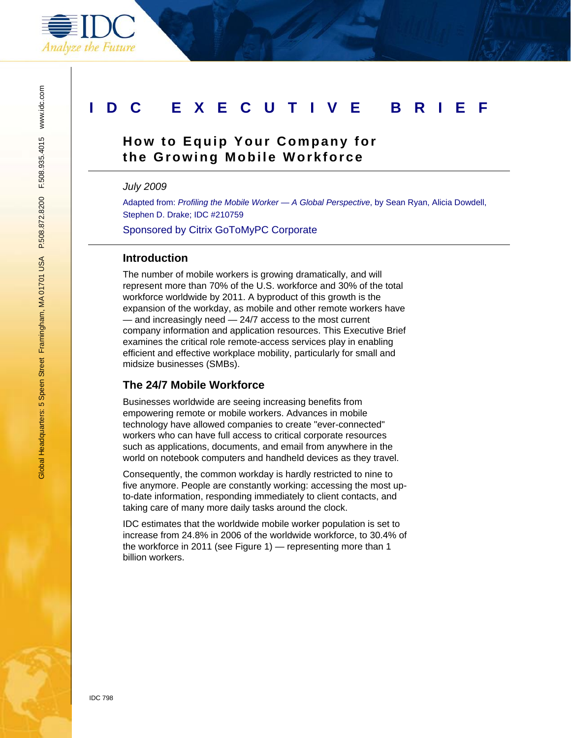# IDC EXECUTIVE BRIEF

## How to Equip Your Company for the Growing Mobile Workforce

*July 2009*

Adapted from: *Profiling the Mobile Worker — A Global Perspective*, by Sean Ryan, Alicia Dowdell, Stephen D. Drake; IDC #210759

Sponsored by Citrix GoToMyPC Corporate

### Introduction

The number of mobile workers is growing dramatically, and will represent more than 70% of the U.S. workforce and 30% of the total workforce worldwide by 2011. A byproduct of this growth is the expansion of the workday, as mobile and other remote workers have — and increasingly need — 24/7 access to the most current company information and application resources. This Executive Brief examines the critical role remote-access services play in enabling efficient and effective workplace mobility, particularly for small and midsize businesses (SMBs).

### The 24/7 Mobile Workforce

Businesses worldwide are seeing increasing benefits from empowering remote or mobile workers. Advances in mobile technology have allowed companies to create "ever-connected" workers who can have full access to critical corporate resources such as applications, documents, and email from anywhere in the world on notebook computers and handheld devices as they travel.

Consequently, the common workday is hardly restricted to nine to five anymore. People are constantly working: accessing the most up-to-date information, responding immediately to client contacts, and taking care of many more daily tasks around the clock.

IDC estimates that the worldwide mobile worker population is set to increase from 24.8% in 2006 of the worldwide workforce, to 30.4% of the workforce in 2011 (see Figure 1) — representing more than 1 billion workers.

IDC 798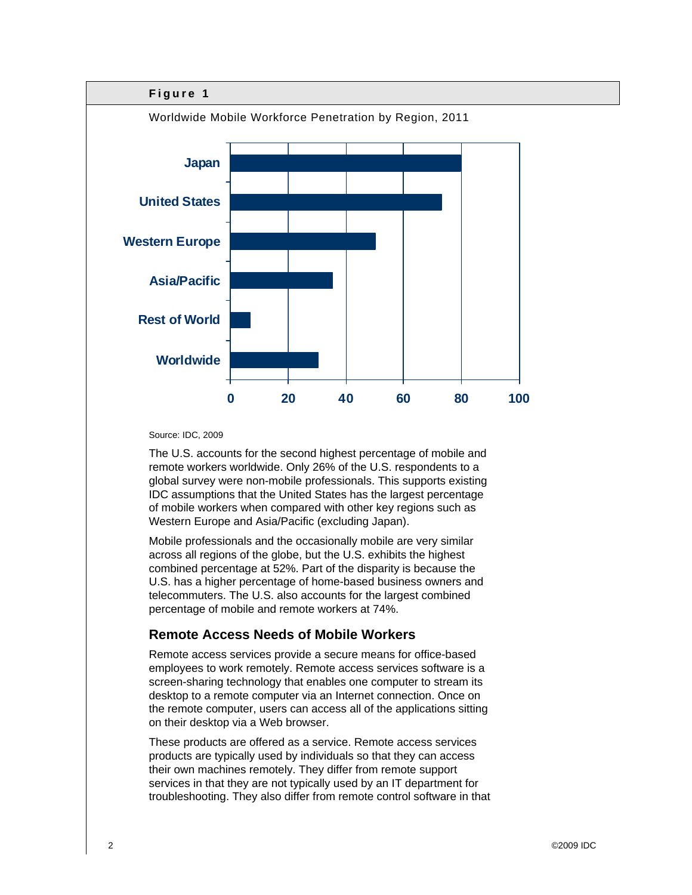**Figure 1**

Worldwide Mobile Workforce Penetration by Region, 2011

Japan
United States
Western Europe
Asia/Pacific
Rest of World
Worldwide

0
20
40
60
80
100

Source: IDC, 2009

The U.S. accounts for the second highest percentage of mobile and remote workers worldwide. Only 26% of the U.S. respondents to a global survey were non-mobile professionals. This supports existing IDC assumptions that the United States has the largest percentage of mobile workers when compared with other key regions such as Western Europe and Asia/Pacific (excluding Japan).

Mobile professionals and the occasionally mobile are very similar across all regions of the globe, but the U.S. exhibits the highest combined percentage at 52%. Part of the disparity is because the U.S. has a higher percentage of home-based business owners and telecommuters. The U.S. also accounts for the largest combined percentage of mobile and remote workers at 74%.

## Remote Access Needs of Mobile Workers

Remote access services provide a secure means for office-based employees to work remotely. Remote access services software is a screen-sharing technology that enables one computer to stream its desktop to a remote computer via an Internet connection. Once on the remote computer, users can access all of the applications sitting on their desktop via a Web browser.

These products are offered as a service. Remote access services products are typically used by individuals so that they can access their own machines remotely. They differ from remote support services in that they are not typically used by an IT department for troubleshooting. They also differ from remote control software in that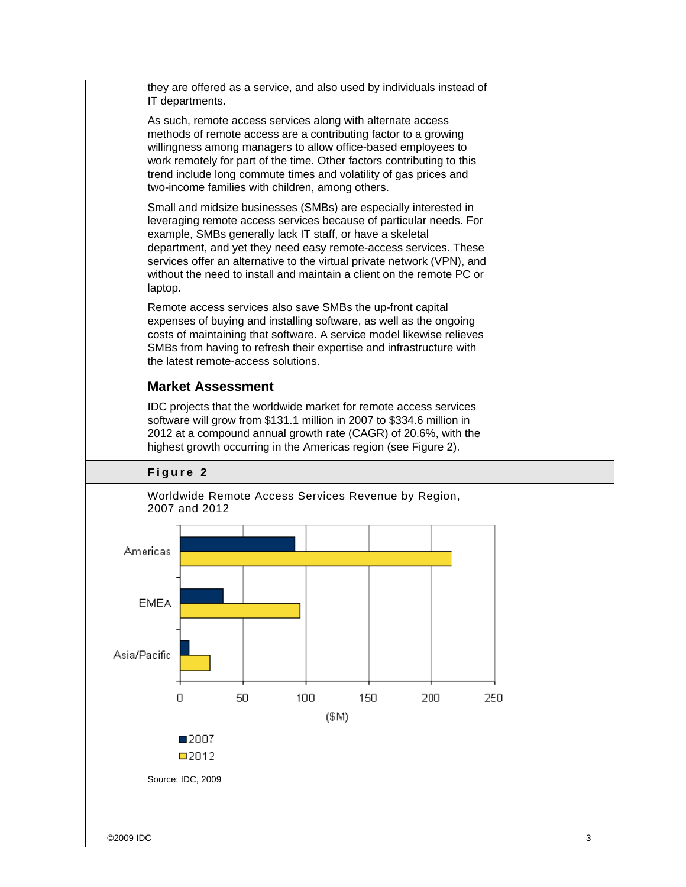they are offered as a service, and also used by individuals instead of IT departments.

As such, remote access services along with alternate access methods of remote access are a contributing factor to a growing willingness among managers to allow office-based employees to work remotely for part of the time. Other factors contributing to this trend include long commute times and volatility of gas prices and two-income families with children, among others.

Small and midsize businesses (SMBs) are especially interested in leveraging remote access services because of particular needs. For example, SMBs generally lack IT staff, or have a skeletal department, and yet they need easy remote-access services. These services offer an alternative to the virtual private network (VPN), and without the need to install and maintain a client on the remote PC or laptop.

Remote access services also save SMBs the up-front capital expenses of buying and installing software, as well as the ongoing costs of maintaining that software. A service model likewise relieves SMBs from having to refresh their expertise and infrastructure with the latest remote-access solutions.

## Market Assessment

IDC projects that the worldwide market for remote access services software will grow from $131.1 million in 2007 to $334.6 million in 2012 at a compound annual growth rate (CAGR) of 20.6%, with the highest growth occurring in the Americas region (see Figure 2).

**Figure 2**

Worldwide Remote Access Services Revenue by Region, 2007 and 2012

Americas
EMEA
Asia/Pacific

0
50
100
150
200
250

($M)

2007
2012

Source: IDC, 2009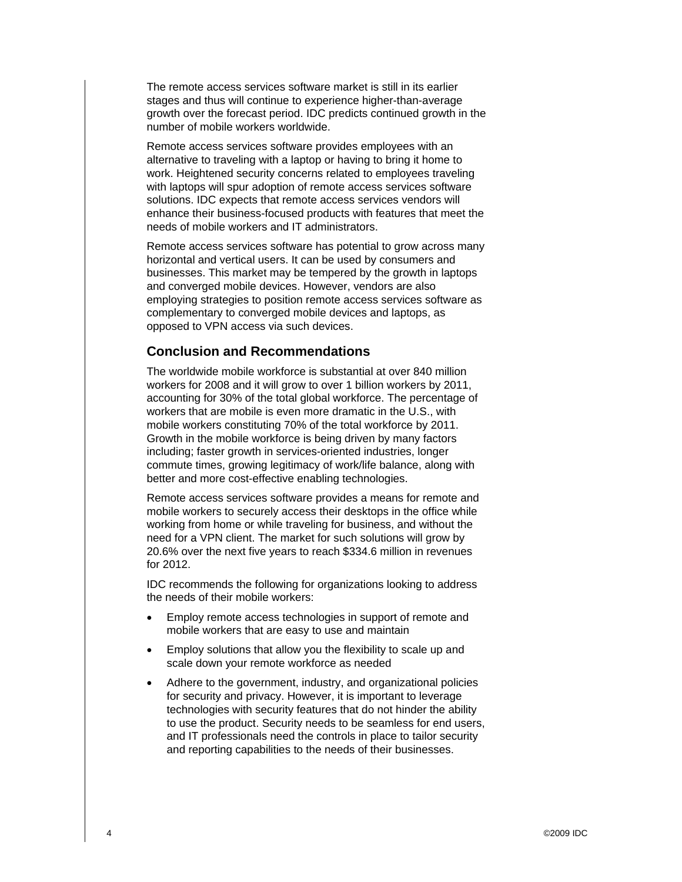The remote access services software market is still in its earlier stages and thus will continue to experience higher-than-average growth over the forecast period. IDC predicts continued growth in the number of mobile workers worldwide.

Remote access services software provides employees with an alternative to traveling with a laptop or having to bring it home to work. Heightened security concerns related to employees traveling with laptops will spur adoption of remote access services software solutions. IDC expects that remote access services vendors will enhance their business-focused products with features that meet the needs of mobile workers and IT administrators.

Remote access services software has potential to grow across many horizontal and vertical users. It can be used by consumers and businesses. This market may be tempered by the growth in laptops and converged mobile devices. However, vendors are also employing strategies to position remote access services software as complementary to converged mobile devices and laptops, as opposed to VPN access via such devices.

## Conclusion and Recommendations

The worldwide mobile workforce is substantial at over 840 million workers for 2008 and it will grow to over 1 billion workers by 2011, accounting for 30% of the total global workforce. The percentage of workers that are mobile is even more dramatic in the U.S., with mobile workers constituting 70% of the total workforce by 2011. Growth in the mobile workforce is being driven by many factors including; faster growth in services-oriented industries, longer commute times, growing legitimacy of work/life balance, along with better and more cost-effective enabling technologies.

Remote access services software provides a means for remote and mobile workers to securely access their desktops in the office while working from home or while traveling for business, and without the need for a VPN client. The market for such solutions will grow by 20.6% over the next five years to reach $334.6 million in revenues for 2012.

IDC recommends the following for organizations looking to address the needs of their mobile workers:

- Employ remote access technologies in support of remote and mobile workers that are easy to use and maintain
- Employ solutions that allow you the flexibility to scale up and scale down your remote workforce as needed
- Adhere to the government, industry, and organizational policies for security and privacy. However, it is important to leverage technologies with security features that do not hinder the ability to use the product. Security needs to be seamless for end users, and IT professionals need the controls in place to tailor security and reporting capabilities to the needs of their businesses.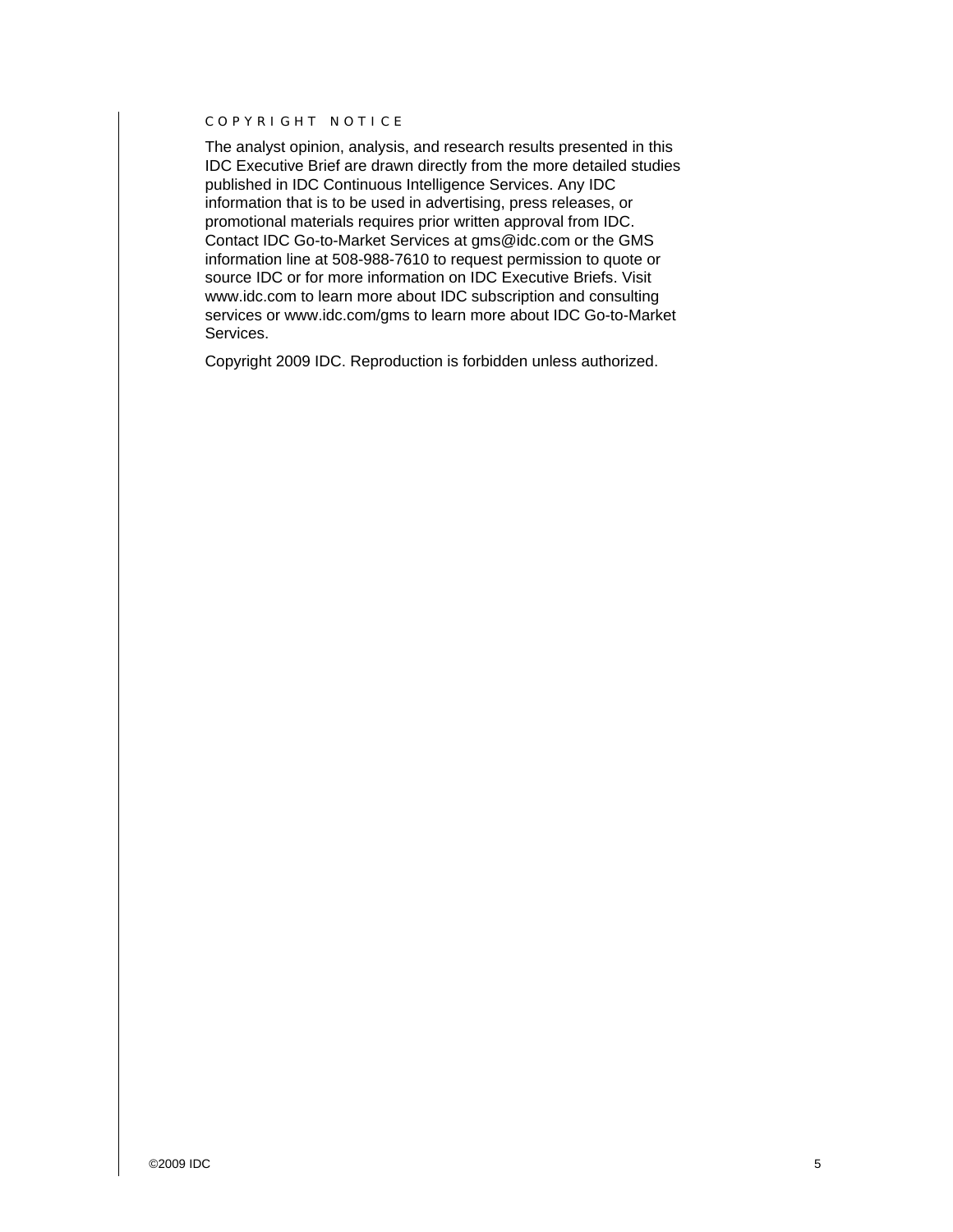## COPYRIGHT NOTICE

The analyst opinion, analysis, and research results presented in this IDC Executive Brief are drawn directly from the more detailed studies published in IDC Continuous Intelligence Services. Any IDC information that is to be used in advertising, press releases, or promotional materials requires prior written approval from IDC. Contact IDC Go-to-Market Services at gms@idc.com or the GMS information line at 508-988-7610 to request permission to quote or source IDC or for more information on IDC Executive Briefs. Visit www.idc.com to learn more about IDC subscription and consulting services or www.idc.com/gms to learn more about IDC Go-to-Market Services.

Copyright 2009 IDC. Reproduction is forbidden unless authorized.